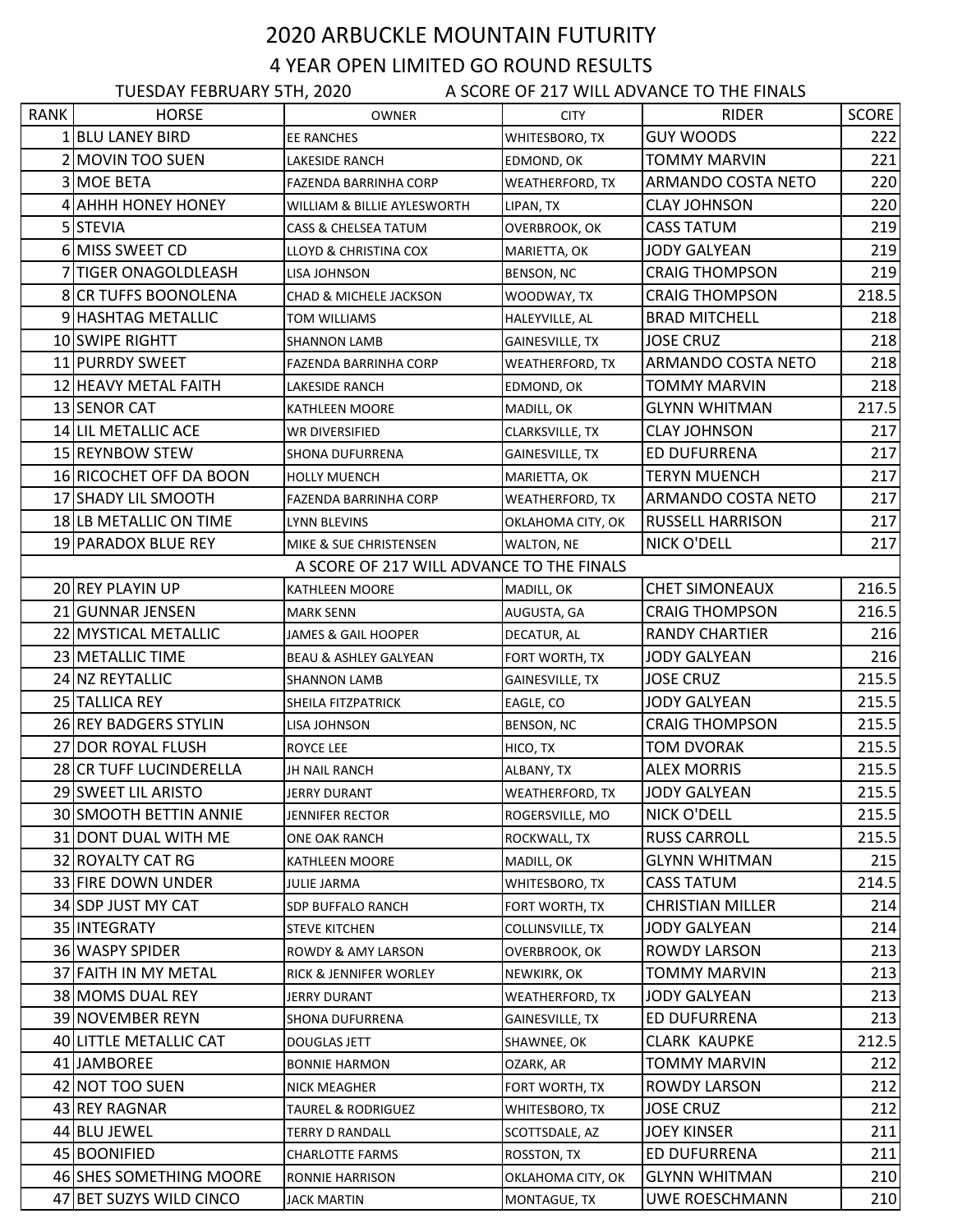# 2020 ARBUCKLE MOUNTAIN FUTURITY

## 4 YEAR OPEN LIMITED GO ROUND RESULTS

TUESDAY FEBRUARY 5TH, 2020 A SCORE OF 217 WILL ADVANCE TO THE FINALS

| RANK | HORSE | OWNER | CITY | RIDER | SCORE |
|---|---|---|---|---|---|
| 1 | BLU LANEY BIRD | EE RANCHES | WHITESBORO, TX | GUY WOODS | 222 |
| 2 | MOVIN TOO SUEN | LAKESIDE RANCH | EDMOND, OK | TOMMY MARVIN | 221 |
| 3 | MOE BETA | FAZENDA BARRINHA CORP | WEATHERFORD, TX | ARMANDO COSTA NETO | 220 |
| 4 | AHHH HONEY HONEY | WILLIAM & BILLIE AYLESWORTH | LIPAN, TX | CLAY JOHNSON | 220 |
| 5 | STEVIA | CASS & CHELSEA TATUM | OVERBROOK, OK | CASS TATUM | 219 |
| 6 | MISS SWEET CD | LLOYD & CHRISTINA COX | MARIETTA, OK | JODY GALYEAN | 219 |
| 7 | TIGER ONAGOLDLEASH | LISA JOHNSON | BENSON, NC | CRAIG THOMPSON | 219 |
| 8 | CR TUFFS BOONOLENA | CHAD & MICHELE JACKSON | WOODWAY, TX | CRAIG THOMPSON | 218.5 |
| 9 | HASHTAG METALLIC | TOM WILLIAMS | HALEYVILLE, AL | BRAD MITCHELL | 218 |
| 10 | SWIPE RIGHTT | SHANNON LAMB | GAINESVILLE, TX | JOSE CRUZ | 218 |
| 11 | PURRDY SWEET | FAZENDA BARRINHA CORP | WEATHERFORD, TX | ARMANDO COSTA NETO | 218 |
| 12 | HEAVY METAL FAITH | LAKESIDE RANCH | EDMOND, OK | TOMMY MARVIN | 218 |
| 13 | SENOR CAT | KATHLEEN MOORE | MADILL, OK | GLYNN WHITMAN | 217.5 |
| 14 | LIL METALLIC ACE | WR DIVERSIFIED | CLARKSVILLE, TX | CLAY JOHNSON | 217 |
| 15 | REYNBOW STEW | SHONA DUFURRENA | GAINESVILLE, TX | ED DUFURRENA | 217 |
| 16 | RICOCHET OFF DA BOON | HOLLY MUENCH | MARIETTA, OK | TERYN MUENCH | 217 |
| 17 | SHADY LIL SMOOTH | FAZENDA BARRINHA CORP | WEATHERFORD, TX | ARMANDO COSTA NETO | 217 |
| 18 | LB METALLIC ON TIME | LYNN BLEVINS | OKLAHOMA CITY, OK | RUSSELL HARRISON | 217 |
| 19 | PARADOX BLUE REY | MIKE & SUE CHRISTENSEN | WALTON, NE | NICK O'DELL | 217 |
| | | A SCORE OF 217 WILL ADVANCE TO THE FINALS | | | |
| 20 | REY PLAYIN UP | KATHLEEN MOORE | MADILL, OK | CHET SIMONEAUX | 216.5 |
| 21 | GUNNAR JENSEN | MARK SENN | AUGUSTA, GA | CRAIG THOMPSON | 216.5 |
| 22 | MYSTICAL METALLIC | JAMES & GAIL HOOPER | DECATUR, AL | RANDY CHARTIER | 216 |
| 23 | METALLIC TIME | BEAU & ASHLEY GALYEAN | FORT WORTH, TX | JODY GALYEAN | 216 |
| 24 | NZ REYTALLIC | SHANNON LAMB | GAINESVILLE, TX | JOSE CRUZ | 215.5 |
| 25 | TALLICA REY | SHEILA FITZPATRICK | EAGLE, CO | JODY GALYEAN | 215.5 |
| 26 | REY BADGERS STYLIN | LISA JOHNSON | BENSON, NC | CRAIG THOMPSON | 215.5 |
| 27 | DOR ROYAL FLUSH | ROYCE LEE | HICO, TX | TOM DVORAK | 215.5 |
| 28 | CR TUFF LUCINDERELLA | JH NAIL RANCH | ALBANY, TX | ALEX MORRIS | 215.5 |
| 29 | SWEET LIL ARISTO | JERRY DURANT | WEATHERFORD, TX | JODY GALYEAN | 215.5 |
| 30 | SMOOTH BETTIN ANNIE | JENNIFER RECTOR | ROGERSVILLE, MO | NICK O'DELL | 215.5 |
| 31 | DONT DUAL WITH ME | ONE OAK RANCH | ROCKWALL, TX | RUSS CARROLL | 215.5 |
| 32 | ROYALTY CAT RG | KATHLEEN MOORE | MADILL, OK | GLYNN WHITMAN | 215 |
| 33 | FIRE DOWN UNDER | JULIE JARMA | WHITESBORO, TX | CASS TATUM | 214.5 |
| 34 | SDP JUST MY CAT | SDP BUFFALO RANCH | FORT WORTH, TX | CHRISTIAN MILLER | 214 |
| 35 | INTEGRATY | STEVE KITCHEN | COLLINSVILLE, TX | JODY GALYEAN | 214 |
| 36 | WASPY SPIDER | ROWDY & AMY LARSON | OVERBROOK, OK | ROWDY LARSON | 213 |
| 37 | FAITH IN MY METAL | RICK & JENNIFER WORLEY | NEWKIRK, OK | TOMMY MARVIN | 213 |
| 38 | MOMS DUAL REY | JERRY DURANT | WEATHERFORD, TX | JODY GALYEAN | 213 |
| 39 | NOVEMBER REYN | SHONA DUFURRENA | GAINESVILLE, TX | ED DUFURRENA | 213 |
| 40 | LITTLE METALLIC CAT | DOUGLAS JETT | SHAWNEE, OK | CLARK KAUPKE | 212.5 |
| 41 | JAMBOREE | BONNIE HARMON | OZARK, AR | TOMMY MARVIN | 212 |
| 42 | NOT TOO SUEN | NICK MEAGHER | FORT WORTH, TX | ROWDY LARSON | 212 |
| 43 | REY RAGNAR | TAUREL & RODRIGUEZ | WHITESBORO, TX | JOSE CRUZ | 212 |
| 44 | BLU JEWEL | TERRY D RANDALL | SCOTTSDALE, AZ | JOEY KINSER | 211 |
| 45 | BOONIFIED | CHARLOTTE FARMS | ROSSTON, TX | ED DUFURRENA | 211 |
| 46 | SHES SOMETHING MOORE | RONNIE HARRISON | OKLAHOMA CITY, OK | GLYNN WHITMAN | 210 |
| 47 | BET SUZYS WILD CINCO | JACK MARTIN | MONTAGUE, TX | UWE ROESCHMANN | 210 |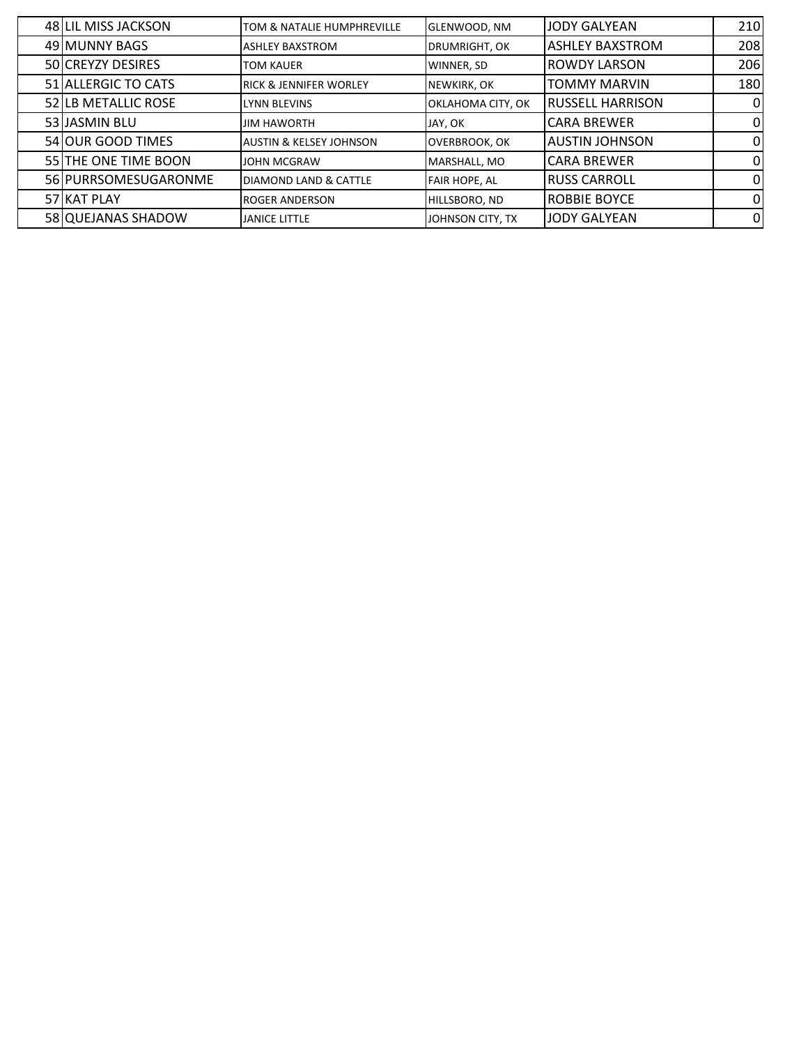| | | | | | |
|---|---|---|---|---|---|
| 48 | LIL MISS JACKSON | TOM & NATALIE HUMPHREVILLE | GLENWOOD, NM | JODY GALYEAN | 210 |
| 49 | MUNNY BAGS | ASHLEY BAXSTROM | DRUMRIGHT, OK | ASHLEY BAXSTROM | 208 |
| 50 | CREYZY DESIRES | TOM KAUER | WINNER, SD | ROWDY LARSON | 206 |
| 51 | ALLERGIC TO CATS | RICK & JENNIFER WORLEY | NEWKIRK, OK | TOMMY MARVIN | 180 |
| 52 | LB METALLIC ROSE | LYNN BLEVINS | OKLAHOMA CITY, OK | RUSSELL HARRISON | 0 |
| 53 | JASMIN BLU | JIM HAWORTH | JAY, OK | CARA BREWER | 0 |
| 54 | OUR GOOD TIMES | AUSTIN & KELSEY JOHNSON | OVERBROOK, OK | AUSTIN JOHNSON | 0 |
| 55 | THE ONE TIME BOON | JOHN MCGRAW | MARSHALL, MO | CARA BREWER | 0 |
| 56 | PURRSOMESUGARONME | DIAMOND LAND & CATTLE | FAIR HOPE, AL | RUSS CARROLL | 0 |
| 57 | KAT PLAY | ROGER ANDERSON | HILLSBORO, ND | ROBBIE BOYCE | 0 |
| 58 | QUEJANAS SHADOW | JANICE LITTLE | JOHNSON CITY, TX | JODY GALYEAN | 0 |